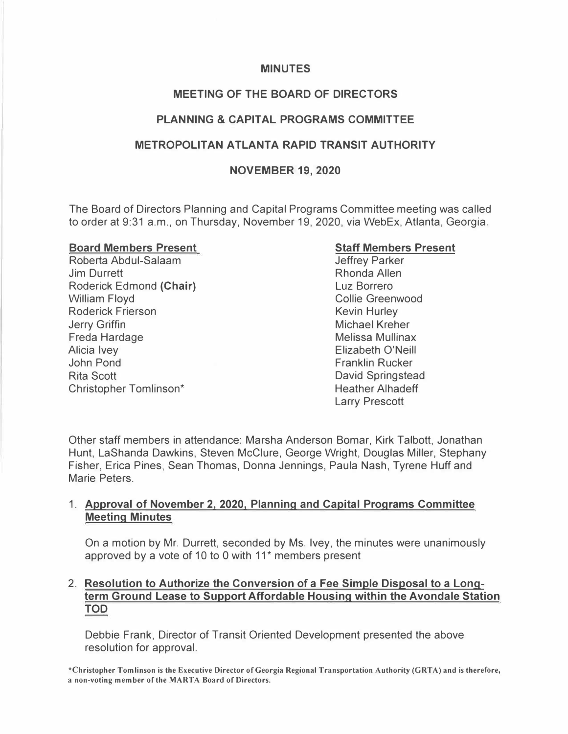# MINUTES

## MEETING OF THE BOARD OF DIRECTORS

## PLANNING & CAPITAL PROGRAMS COMMITTEE

## METROPOLITAN ATLANTA RAPID TRANSIT AUTHORITY

## NOVEMBER 19, 2020

The Board of Directors Planning and Capital Programs Committee meeting was called to order at 9:31 a.m., on Thursday, November 19, 2020, via WebEx, Atlanta, Georgia.

**Board Members Present**

Roberta Abdul-Salaam
Jim Durrett
Roderick Edmond **(Chair)**
William Floyd
Roderick Frierson
Jerry Griffin
Freda Hardage
Alicia Ivey
John Pond
Rita Scott
Christopher Tomlinson*

**Staff Members Present**

Jeffrey Parker
Rhonda Allen
Luz Borrero
Collie Greenwood
Kevin Hurley
Michael Kreher
Melissa Mullinax
Elizabeth O'Neill
Franklin Rucker
David Springstead
Heather Alhadeff
Larry Prescott

Other staff members in attendance: Marsha Anderson Bomar, Kirk Talbott, Jonathan Hunt, LaShanda Dawkins, Steven McClure, George Wright, Douglas Miller, Stephany Fisher, Erica Pines, Sean Thomas, Donna Jennings, Paula Nash, Tyrene Huff and Marie Peters.

1. **Approval of November 2, 2020, Planning and Capital Programs Committee Meeting Minutes**

   On a motion by Mr. Durrett, seconded by Ms. Ivey, the minutes were unanimously approved by a vote of 10 to 0 with 11* members present

2. **Resolution to Authorize the Conversion of a Fee Simple Disposal to a Long-term Ground Lease to Support Affordable Housing within the Avondale Station TOD**

   Debbie Frank, Director of Transit Oriented Development presented the above resolution for approval.

*Christopher Tomlinson is the Executive Director of Georgia Regional Transportation Authority (GRTA) and is therefore, a non-voting member of the MARTA Board of Directors.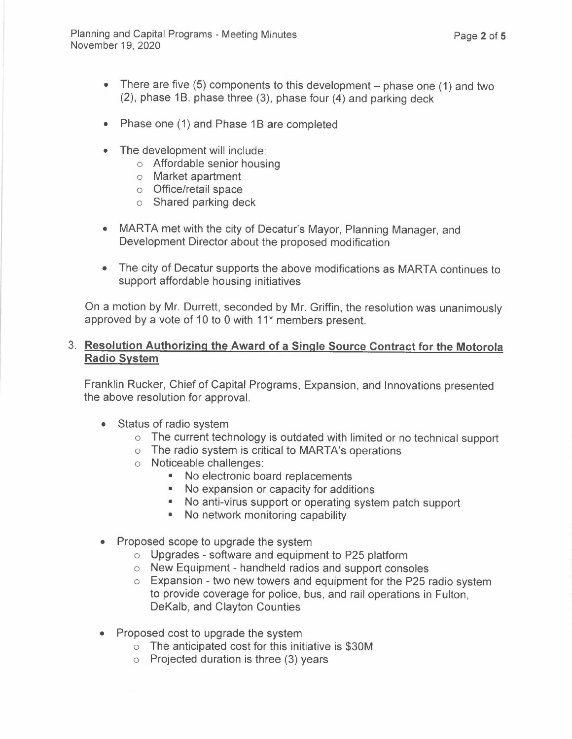- There are five (5) components to this development – phase one (1) and two (2), phase 1B, phase three (3), phase four (4) and parking deck

- Phase one (1) and Phase 1B are completed

- The development will include:
  - Affordable senior housing
  - Market apartment
  - Office/retail space
  - Shared parking deck

- MARTA met with the city of Decatur's Mayor, Planning Manager, and Development Director about the proposed modification

- The city of Decatur supports the above modifications as MARTA continues to support affordable housing initiatives

On a motion by Mr. Durrett, seconded by Mr. Griffin, the resolution was unanimously approved by a vote of 10 to 0 with 11* members present.

3. **Resolution Authorizing the Award of a Single Source Contract for the Motorola Radio System**

Franklin Rucker, Chief of Capital Programs, Expansion, and Innovations presented the above resolution for approval.

- Status of radio system
  - The current technology is outdated with limited or no technical support
  - The radio system is critical to MARTA's operations
  - Noticeable challenges:
    - No electronic board replacements
    - No expansion or capacity for additions
    - No anti-virus support or operating system patch support
    - No network monitoring capability

- Proposed scope to upgrade the system
  - Upgrades - software and equipment to P25 platform
  - New Equipment - handheld radios and support consoles
  - Expansion - two new towers and equipment for the P25 radio system to provide coverage for police, bus, and rail operations in Fulton, DeKalb, and Clayton Counties

- Proposed cost to upgrade the system
  - The anticipated cost for this initiative is $30M
  - Projected duration is three (3) years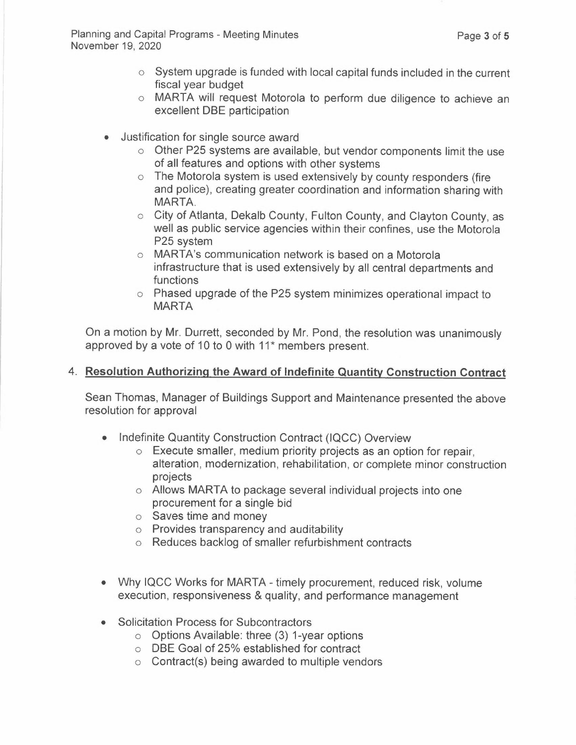- System upgrade is funded with local capital funds included in the current fiscal year budget
  - MARTA will request Motorola to perform due diligence to achieve an excellent DBE participation

- Justification for single source award
  - Other P25 systems are available, but vendor components limit the use of all features and options with other systems
  - The Motorola system is used extensively by county responders (fire and police), creating greater coordination and information sharing with MARTA.
  - City of Atlanta, Dekalb County, Fulton County, and Clayton County, as well as public service agencies within their confines, use the Motorola P25 system
  - MARTA's communication network is based on a Motorola infrastructure that is used extensively by all central departments and functions
  - Phased upgrade of the P25 system minimizes operational impact to MARTA

On a motion by Mr. Durrett, seconded by Mr. Pond, the resolution was unanimously approved by a vote of 10 to 0 with 11* members present.

4. **Resolution Authorizing the Award of Indefinite Quantity Construction Contract**

Sean Thomas, Manager of Buildings Support and Maintenance presented the above resolution for approval

- Indefinite Quantity Construction Contract (IQCC) Overview
  - Execute smaller, medium priority projects as an option for repair, alteration, modernization, rehabilitation, or complete minor construction projects
  - Allows MARTA to package several individual projects into one procurement for a single bid
  - Saves time and money
  - Provides transparency and auditability
  - Reduces backlog of smaller refurbishment contracts

- Why IQCC Works for MARTA - timely procurement, reduced risk, volume execution, responsiveness & quality, and performance management

- Solicitation Process for Subcontractors
  - Options Available: three (3) 1-year options
  - DBE Goal of 25% established for contract
  - Contract(s) being awarded to multiple vendors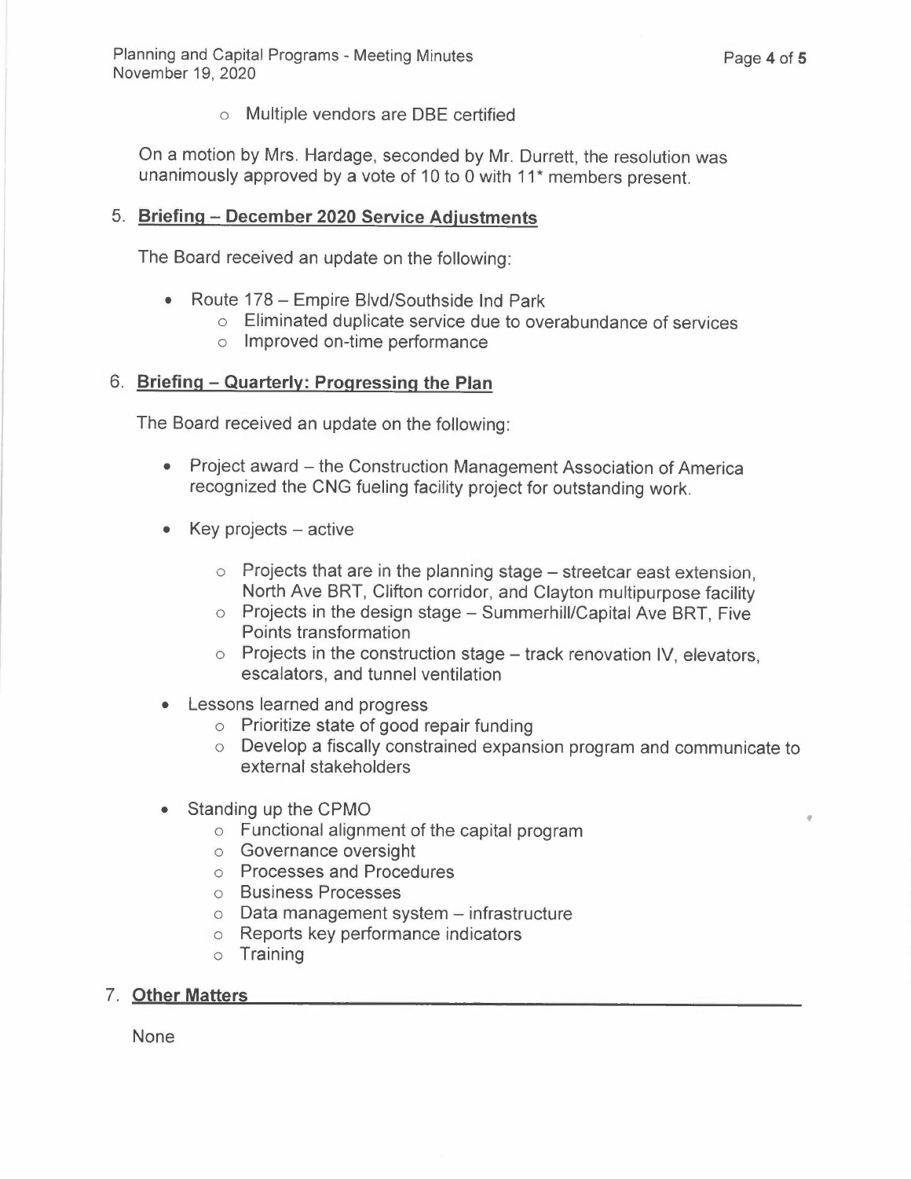- Multiple vendors are DBE certified

On a motion by Mrs. Hardage, seconded by Mr. Durrett, the resolution was unanimously approved by a vote of 10 to 0 with 11* members present.

5. **Briefing – December 2020 Service Adjustments**

   The Board received an update on the following:

   - Route 178 – Empire Blvd/Southside Ind Park
     - Eliminated duplicate service due to overabundance of services
     - Improved on-time performance

6. **Briefing – Quarterly: Progressing the Plan**

   The Board received an update on the following:

   - Project award – the Construction Management Association of America recognized the CNG fueling facility project for outstanding work.
   - Key projects – active
     - Projects that are in the planning stage – streetcar east extension, North Ave BRT, Clifton corridor, and Clayton multipurpose facility
     - Projects in the design stage – Summerhill/Capital Ave BRT, Five Points transformation
     - Projects in the construction stage – track renovation IV, elevators, escalators, and tunnel ventilation
   - Lessons learned and progress
     - Prioritize state of good repair funding
     - Develop a fiscally constrained expansion program and communicate to external stakeholders
   - Standing up the CPMO
     - Functional alignment of the capital program
     - Governance oversight
     - Processes and Procedures
     - Business Processes
     - Data management system – infrastructure
     - Reports key performance indicators
     - Training

7. **Other Matters**

   None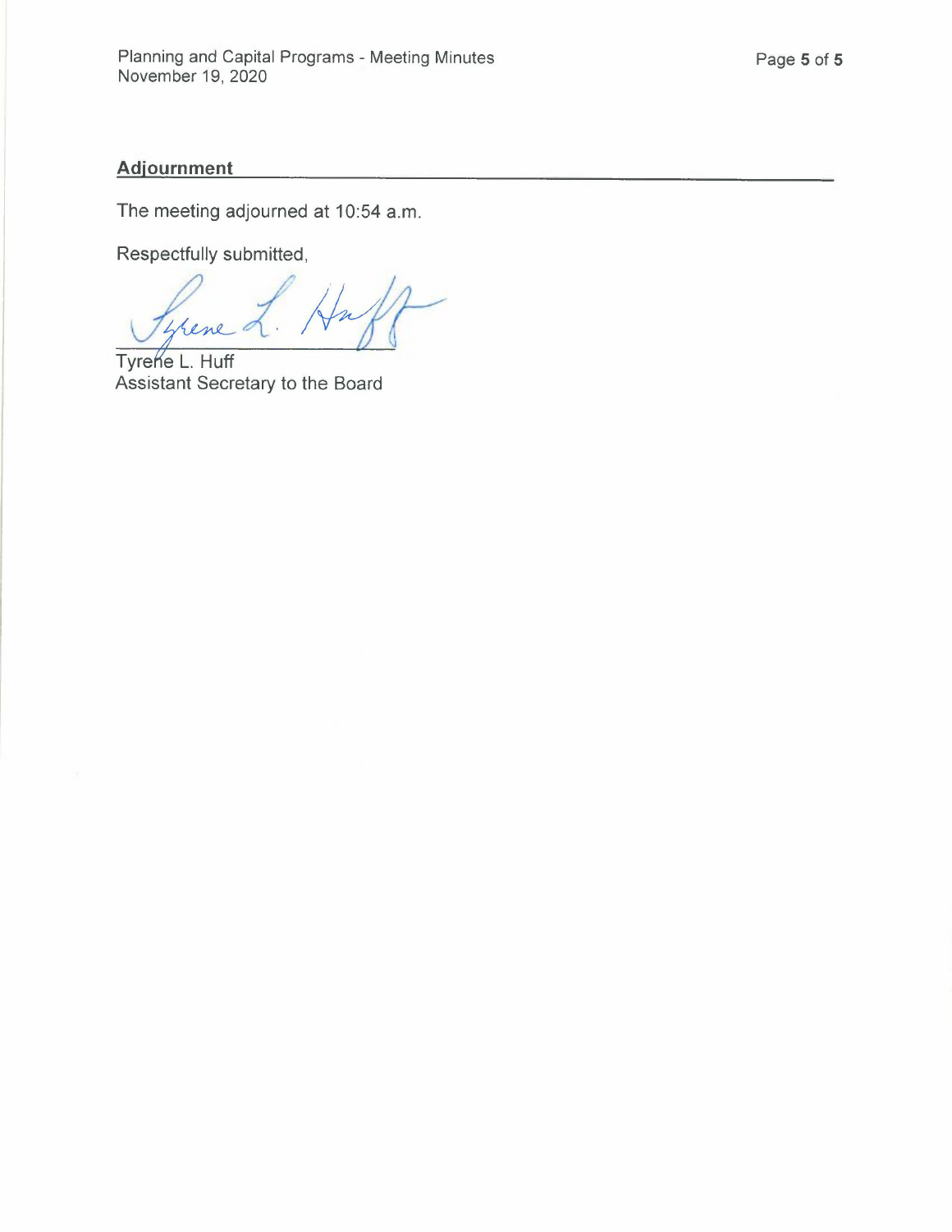## Adjournment

The meeting adjourned at 10:54 a.m.

Respectfully submitted,

Tyrene L. Huff
Assistant Secretary to the Board